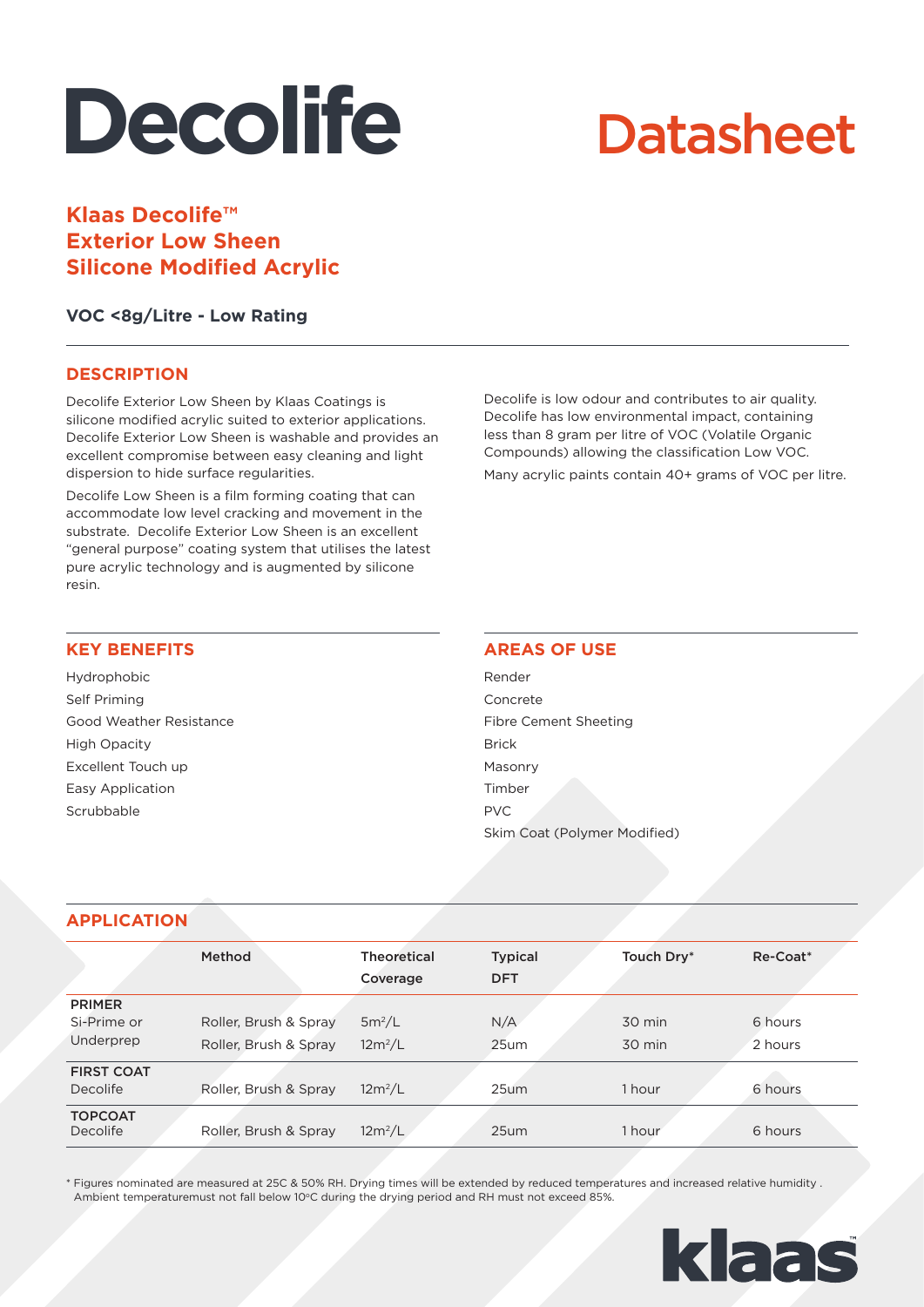# Decolife

# Datasheet

## Klaas Decolife™ Exterior Low Sheen Silicone Modified Acrylic

**VOC <8g/Litre - Low Rating**

## DESCRIPTION

Decolife Exterior Low Sheen by Klaas Coatings is silicone modified acrylic suited to exterior applications. Decolife Exterior Low Sheen is washable and provides an excellent compromise between easy cleaning and light dispersion to hide surface regularities.

Decolife Low Sheen is a film forming coating that can accommodate low level cracking and movement in the substrate. Decolife Exterior Low Sheen is an excellent "general purpose" coating system that utilises the latest pure acrylic technology and is augmented by silicone resin.

Decolife is low odour and contributes to air quality. Decolife has low environmental impact, containing less than 8 gram per litre of VOC (Volatile Organic Compounds) allowing the classification Low VOC.

Many acrylic paints contain 40+ grams of VOC per litre.

## KEY BENEFITS

- Hydrophobic
- Self Priming
- Good Weather Resistance
- High Opacity
- Excellent Touch up
- Easy Application
- Scrubbable

## AREAS OF USE

- Render
- Concrete
- Fibre Cement Sheeting
- Brick
- Masonry
- Timber
- PVC
- Skim Coat (Polymer Modified)

## APPLICATION

| | Method | Theoretical Coverage | Typical DFT | Touch Dry* | Re-Coat* |
|---|---|---|---|---|---|
| **PRIMER** | | | | | |
| Si-Prime or | Roller, Brush & Spray | 5m²/L | N/A | 30 min | 6 hours |
| Underprep | Roller, Brush & Spray | 12m²/L | 25um | 30 min | 2 hours |
| **FIRST COAT** | | | | | |
| Decolife | Roller, Brush & Spray | 12m²/L | 25um | 1 hour | 6 hours |
| **TOPCOAT** | | | | | |
| Decolife | Roller, Brush & Spray | 12m²/L | 25um | 1 hour | 6 hours |

* Figures nominated are measured at 25C & 50% RH. Drying times will be extended by reduced temperatures and increased relative humidity . Ambient temperaturemust not fall below 10°C during the drying period and RH must not exceed 85%.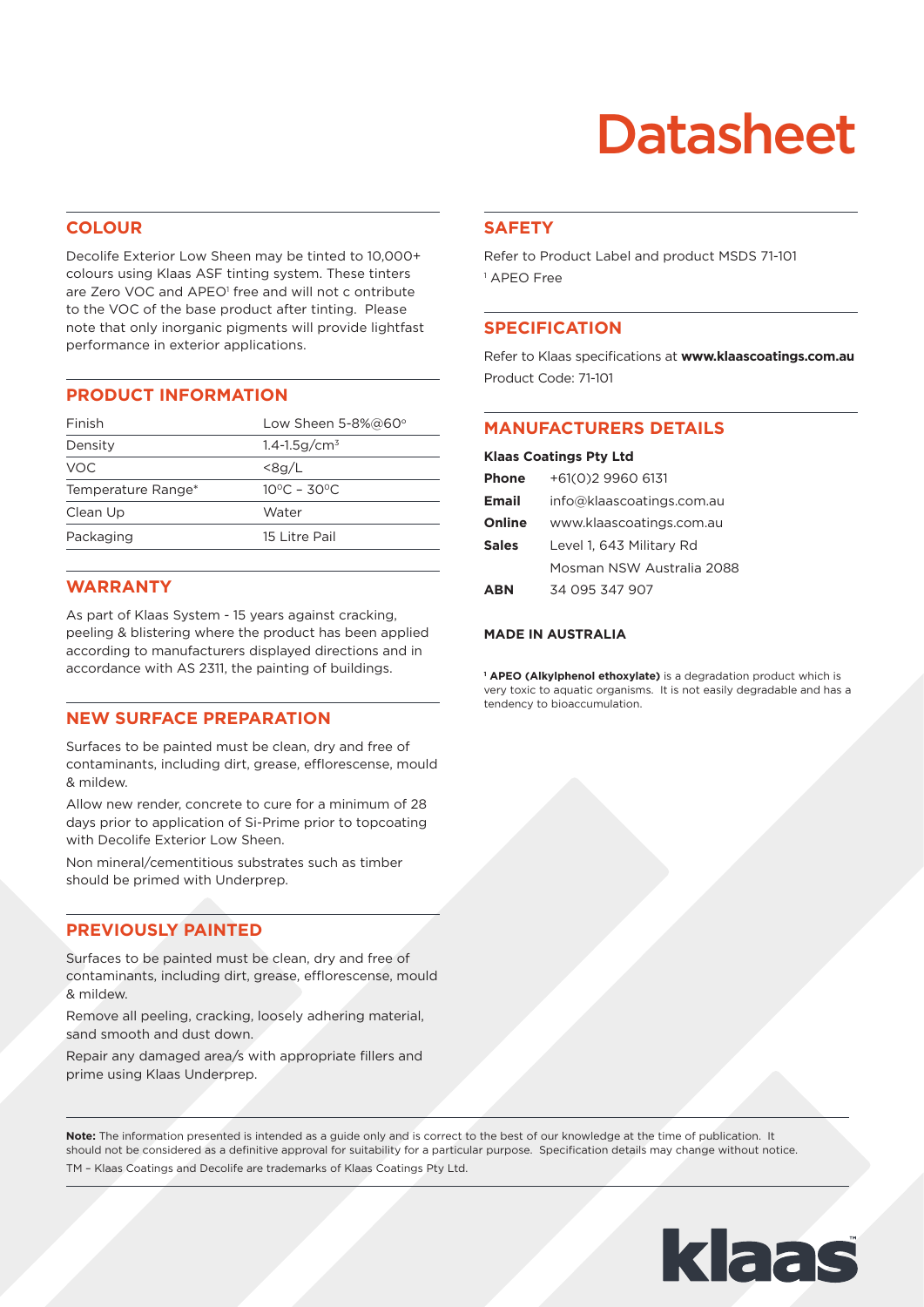# Datasheet

## COLOUR

Decolife Exterior Low Sheen may be tinted to 10,000+ colours using Klaas ASF tinting system. These tinters are Zero VOC and APEO[1] free and will not c ontribute to the VOC of the base product after tinting. Please note that only inorganic pigments will provide lightfast performance in exterior applications.

## PRODUCT INFORMATION

| | |
|---|---|
| Finish | Low Sheen 5-8%@60° |
| Density | 1.4-1.5g/cm³ |
| VOC | <8g/L |
| Temperature Range* | 10°C – 30°C |
| Clean Up | Water |
| Packaging | 15 Litre Pail |

## WARRANTY

As part of Klaas System - 15 years against cracking, peeling & blistering where the product has been applied according to manufacturers displayed directions and in accordance with AS 2311, the painting of buildings.

## NEW SURFACE PREPARATION

Surfaces to be painted must be clean, dry and free of contaminants, including dirt, grease, efflorescense, mould & mildew.

Allow new render, concrete to cure for a minimum of 28 days prior to application of Si-Prime prior to topcoating with Decolife Exterior Low Sheen.

Non mineral/cementitious substrates such as timber should be primed with Underprep.

## PREVIOUSLY PAINTED

Surfaces to be painted must be clean, dry and free of contaminants, including dirt, grease, efflorescense, mould & mildew.

Remove all peeling, cracking, loosely adhering material, sand smooth and dust down.

Repair any damaged area/s with appropriate fillers and prime using Klaas Underprep.

## SAFETY

Refer to Product Label and product MSDS 71-101

[1] APEO Free

## SPECIFICATION

Refer to Klaas specifications at **www.klaascoatings.com.au**

Product Code: 71-101

## MANUFACTURERS DETAILS

**Klaas Coatings Pty Ltd**

| | |
|---|---|
| **Phone** | +61(0)2 9960 6131 |
| **Email** | info@klaascoatings.com.au |
| **Online** | www.klaascoatings.com.au |
| **Sales** | Level 1, 643 Military Rd<br>Mosman NSW Australia 2088 |
| **ABN** | 34 095 347 907 |

**MADE IN AUSTRALIA**

[1] **APEO (Alkylphenol ethoxylate)** is a degradation product which is very toxic to aquatic organisms. It is not easily degradable and has a tendency to bioaccumulation.

**Note:** The information presented is intended as a guide only and is correct to the best of our knowledge at the time of publication. It should not be considered as a definitive approval for suitability for a particular purpose. Specification details may change without notice.

TM – Klaas Coatings and Decolife are trademarks of Klaas Coatings Pty Ltd.

klaas™